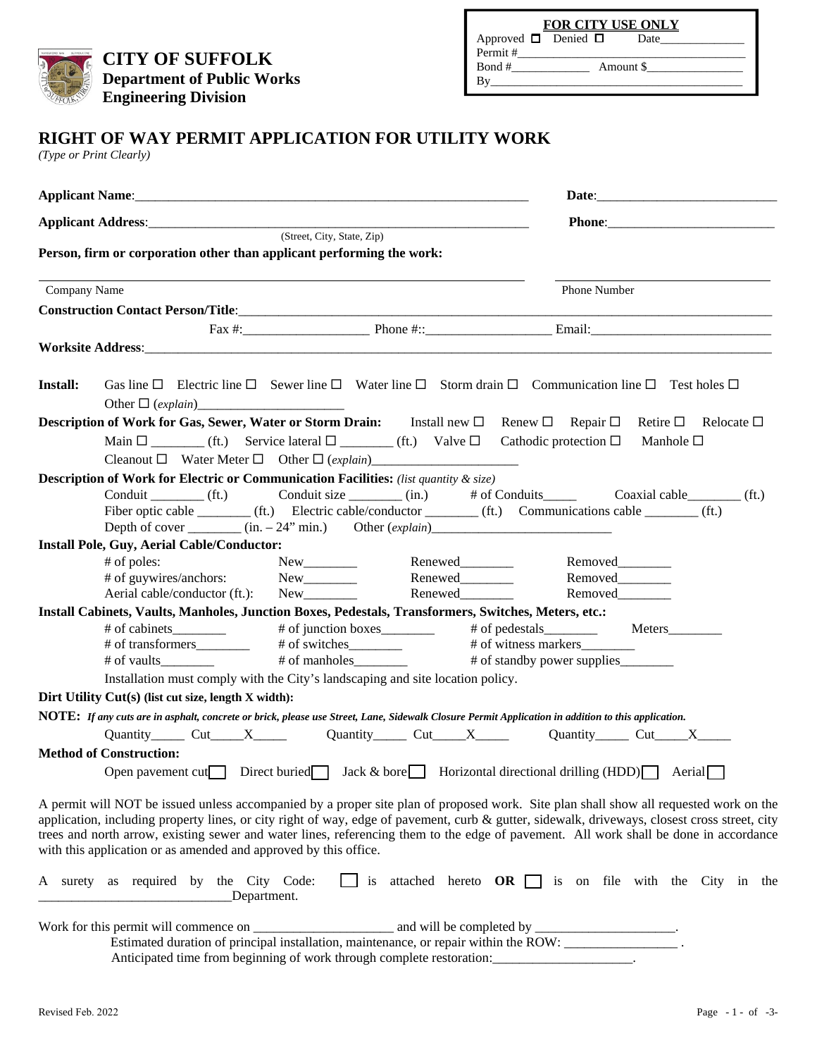**FOR CITY USE ONLY**

Approved ☐ Denied ☐ Date______________

Permit #______________________________________

Bond #____________ Amount $________________

By___________________________________________

# CITY OF SUFFOLK
## Department of Public Works
## Engineering Division

# RIGHT OF WAY PERMIT APPLICATION FOR UTILITY WORK

*(Type or Print Clearly)*

**Applicant Name**:____________________________________________________________ **Date**:___________________________

**Applicant Address**:___________________________________________________________ **Phone**:_________________________

(Street, City, State, Zip)

**Person, firm or corporation other than applicant performing the work:**

_______________________________________________________________ ______________________________

Company Name Phone Number

**Construction Contact Person/Title**:_______________________________________________________________________________

Fax #:___________________ Phone #::___________________ Email:___________________________

**Worksite Address**:_____________________________________________________________________________________________

**Install:** Gas line ☐ Electric line ☐ Sewer line ☐ Water line ☐ Storm drain ☐ Communication line ☐ Test holes ☐

Other ☐ (*explain*)______________________

**Description of Work for Gas, Sewer, Water or Storm Drain:** Install new ☐ Renew ☐ Repair ☐ Retire ☐ Relocate ☐

Main ☐ ________ (ft.) Service lateral ☐ ________ (ft.) Valve ☐ Cathodic protection ☐ Manhole ☐

Cleanout ☐ Water Meter ☐ Other ☐ (*explain*)______________________

**Description of Work for Electric or Communication Facilities:** *(list quantity & size)*

Conduit ________ (ft.) Conduit size ________ (in.) # of Conduits_____ Coaxial cable________ (ft.)

Fiber optic cable ________ (ft.) Electric cable/conductor ________ (ft.) Communications cable ________ (ft.)

Depth of cover ________ (in. – 24" min.) Other (*explain*)___________________________

**Install Pole, Guy, Aerial Cable/Conductor:**

| | | | |
|---|---|---|---|
| # of poles: | New________ | Renewed________ | Removed________ |
| # of guywires/anchors: | New________ | Renewed________ | Removed________ |
| Aerial cable/conductor (ft.): | New________ | Renewed________ | Removed________ |

**Install Cabinets, Vaults, Manholes, Junction Boxes, Pedestals, Transformers, Switches, Meters, etc.:**

| | | | |
|---|---|---|---|
| # of cabinets________ | # of junction boxes________ | # of pedestals________ | Meters________ |
| # of transformers________ | # of switches________ | # of witness markers________ | |
| # of vaults________ | # of manholes________ | # of standby power supplies________ | |

Installation must comply with the City's landscaping and site location policy.

**Dirt Utility Cut(s) (list cut size, length X width):**

**NOTE:** ***If any cuts are in asphalt, concrete or brick, please use Street, Lane, Sidewalk Closure Permit Application in addition to this application.***

Quantity_____ Cut_____X_____ Quantity_____ Cut_____X_____ Quantity_____ Cut_____X_____

**Method of Construction:**

Open pavement cut☐ Direct buried☐ Jack & bore☐ Horizontal directional drilling (HDD)☐ Aerial☐

A permit will NOT be issued unless accompanied by a proper site plan of proposed work. Site plan shall show all requested work on the application, including property lines, or city right of way, edge of pavement, curb & gutter, sidewalk, driveways, closest cross street, city trees and north arrow, existing sewer and water lines, referencing them to the edge of pavement. All work shall be done in accordance with this application or as amended and approved by this office.

A surety as required by the City Code: ☐ is attached hereto **OR** ☐ is on file with the City in the ____________________________Department.

Work for this permit will commence on ____________________ and will be completed by ____________________.

Estimated duration of principal installation, maintenance, or repair within the ROW: ________________ .

Anticipated time from beginning of work through complete restoration:____________________.

Revised Feb. 2022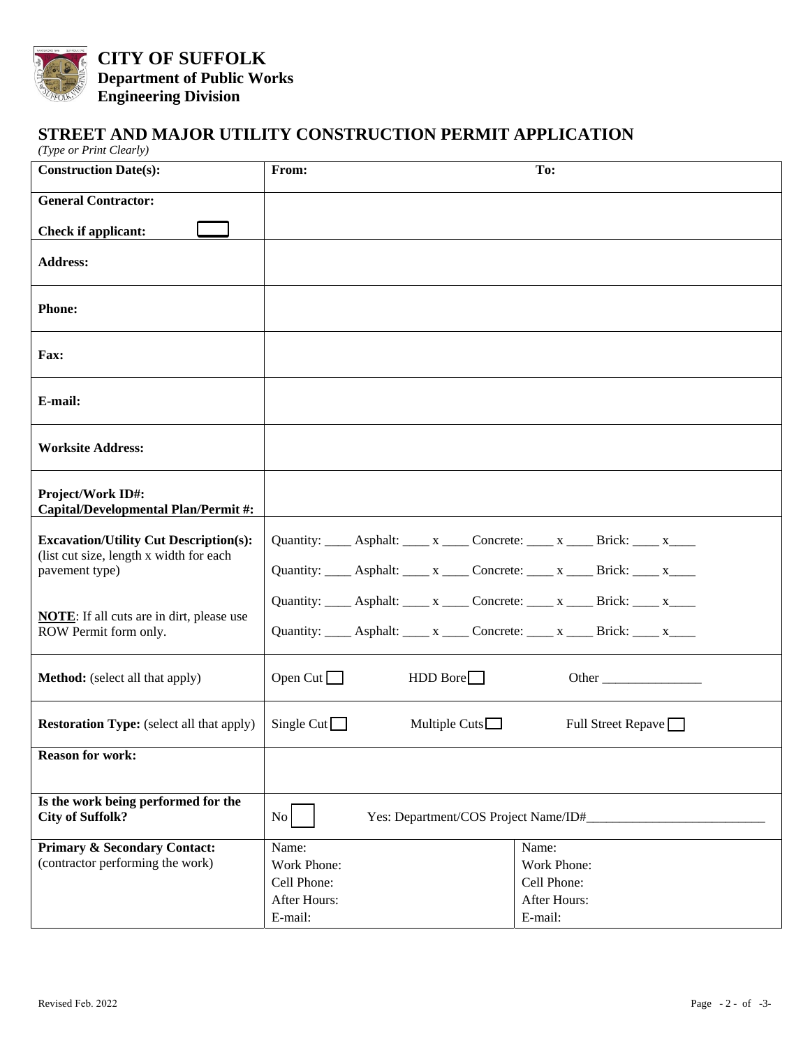# CITY OF SUFFOLK
**Department of Public Works**
**Engineering Division**

## STREET AND MAJOR UTILITY CONSTRUCTION PERMIT APPLICATION

*(Type or Print Clearly)*

| | | |
|---|---|---|
| **Construction Date(s):** | **From:** | **To:** |
| **General Contractor:**<br>**Check if applicant:** ☐ | | |
| **Address:** | | |
| **Phone:** | | |
| **Fax:** | | |
| **E-mail:** | | |
| **Worksite Address:** | | |
| **Project/Work ID#:**<br>**Capital/Developmental Plan/Permit #:** | | |
| **Excavation/Utility Cut Description(s):** (list cut size, length x width for each pavement type)<br><br>**NOTE**: If all cuts are in dirt, please use ROW Permit form only. | Quantity: ____ Asphalt: ____ x ____ Concrete: ____ x ____ Brick: ____ x____<br>Quantity: ____ Asphalt: ____ x ____ Concrete: ____ x ____ Brick: ____ x____<br>Quantity: ____ Asphalt: ____ x ____ Concrete: ____ x ____ Brick: ____ x____<br>Quantity: ____ Asphalt: ____ x ____ Concrete: ____ x ____ Brick: ____ x____ | |
| **Method:** (select all that apply) | Open Cut ☐ HDD Bore ☐ | Other _______________ |
| **Restoration Type:** (select all that apply) | Single Cut ☐ Multiple Cuts ☐ | Full Street Repave ☐ |
| **Reason for work:** | | |
| **Is the work being performed for the City of Suffolk?** | No ☐ | Yes: Department/COS Project Name/ID#___________________________ |
| **Primary & Secondary Contact:** (contractor performing the work) | Name:<br>Work Phone:<br>Cell Phone:<br>After Hours:<br>E-mail: | Name:<br>Work Phone:<br>Cell Phone:<br>After Hours:<br>E-mail: |

Revised Feb. 2022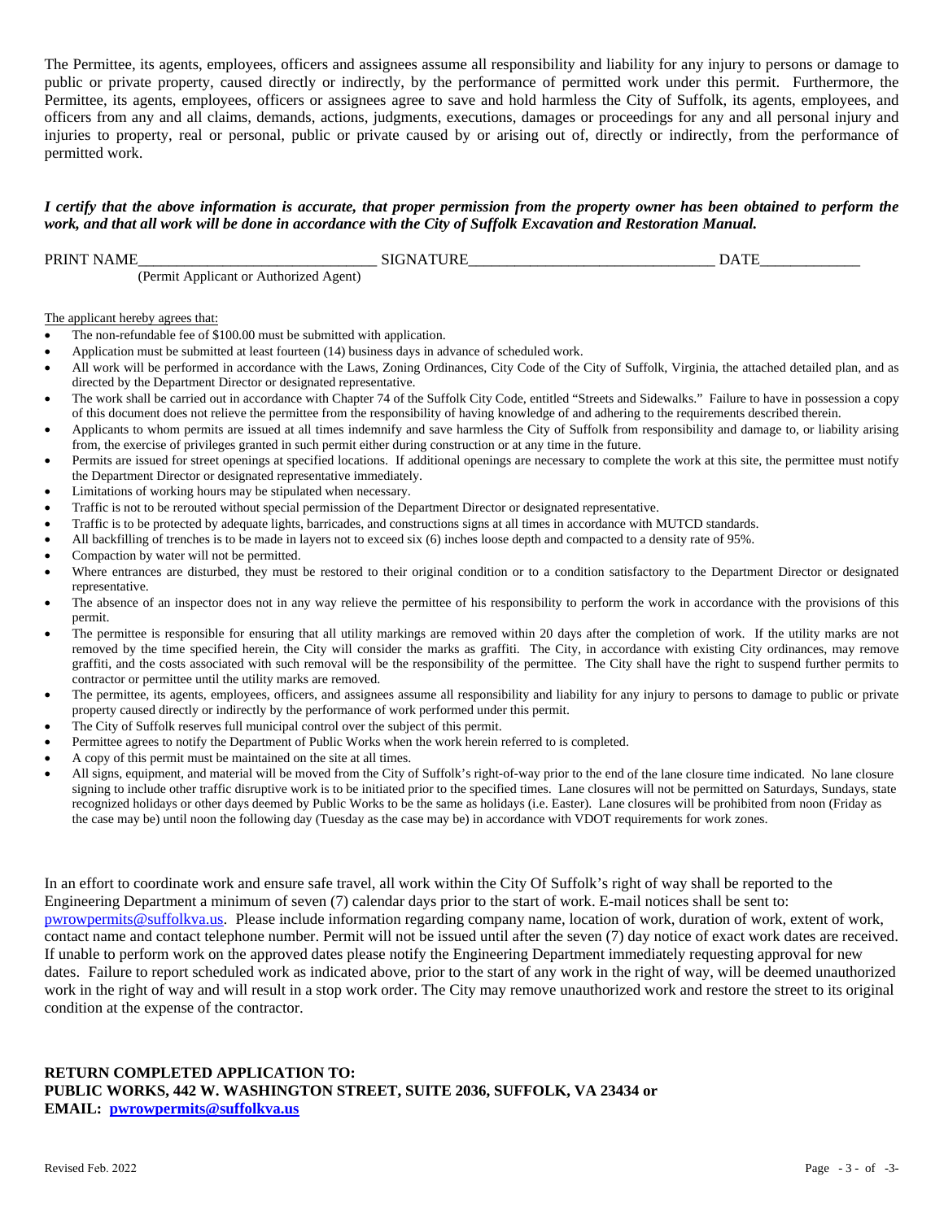The Permittee, its agents, employees, officers and assignees assume all responsibility and liability for any injury to persons or damage to public or private property, caused directly or indirectly, by the performance of permitted work under this permit. Furthermore, the Permittee, its agents, employees, officers or assignees agree to save and hold harmless the City of Suffolk, its agents, employees, and officers from any and all claims, demands, actions, judgments, executions, damages or proceedings for any and all personal injury and injuries to property, real or personal, public or private caused by or arising out of, directly or indirectly, from the performance of permitted work.

***I certify that the above information is accurate, that proper permission from the property owner has been obtained to perform the work, and that all work will be done in accordance with the City of Suffolk Excavation and Restoration Manual.***

PRINT NAME_______________________________ SIGNATURE________________________________ DATE_____________
(Permit Applicant or Authorized Agent)

The applicant hereby agrees that:

- The non-refundable fee of $100.00 must be submitted with application.
- Application must be submitted at least fourteen (14) business days in advance of scheduled work.
- All work will be performed in accordance with the Laws, Zoning Ordinances, City Code of the City of Suffolk, Virginia, the attached detailed plan, and as directed by the Department Director or designated representative.
- The work shall be carried out in accordance with Chapter 74 of the Suffolk City Code, entitled "Streets and Sidewalks." Failure to have in possession a copy of this document does not relieve the permittee from the responsibility of having knowledge of and adhering to the requirements described therein.
- Applicants to whom permits are issued at all times indemnify and save harmless the City of Suffolk from responsibility and damage to, or liability arising from, the exercise of privileges granted in such permit either during construction or at any time in the future.
- Permits are issued for street openings at specified locations. If additional openings are necessary to complete the work at this site, the permittee must notify the Department Director or designated representative immediately.
- Limitations of working hours may be stipulated when necessary.
- Traffic is not to be rerouted without special permission of the Department Director or designated representative.
- Traffic is to be protected by adequate lights, barricades, and constructions signs at all times in accordance with MUTCD standards.
- All backfilling of trenches is to be made in layers not to exceed six (6) inches loose depth and compacted to a density rate of 95%.
- Compaction by water will not be permitted.
- Where entrances are disturbed, they must be restored to their original condition or to a condition satisfactory to the Department Director or designated representative.
- The absence of an inspector does not in any way relieve the permittee of his responsibility to perform the work in accordance with the provisions of this permit.
- The permittee is responsible for ensuring that all utility markings are removed within 20 days after the completion of work. If the utility marks are not removed by the time specified herein, the City will consider the marks as graffiti. The City, in accordance with existing City ordinances, may remove graffiti, and the costs associated with such removal will be the responsibility of the permittee. The City shall have the right to suspend further permits to contractor or permittee until the utility marks are removed.
- The permittee, its agents, employees, officers, and assignees assume all responsibility and liability for any injury to persons to damage to public or private property caused directly or indirectly by the performance of work performed under this permit.
- The City of Suffolk reserves full municipal control over the subject of this permit.
- Permittee agrees to notify the Department of Public Works when the work herein referred to is completed.
- A copy of this permit must be maintained on the site at all times.
- All signs, equipment, and material will be moved from the City of Suffolk's right-of-way prior to the end of the lane closure time indicated. No lane closure signing to include other traffic disruptive work is to be initiated prior to the specified times. Lane closures will not be permitted on Saturdays, Sundays, state recognized holidays or other days deemed by Public Works to be the same as holidays (i.e. Easter). Lane closures will be prohibited from noon (Friday as the case may be) until noon the following day (Tuesday as the case may be) in accordance with VDOT requirements for work zones.

In an effort to coordinate work and ensure safe travel, all work within the City Of Suffolk's right of way shall be reported to the Engineering Department a minimum of seven (7) calendar days prior to the start of work. E-mail notices shall be sent to: pwrowpermits@suffolkva.us. Please include information regarding company name, location of work, duration of work, extent of work, contact name and contact telephone number. Permit will not be issued until after the seven (7) day notice of exact work dates are received. If unable to perform work on the approved dates please notify the Engineering Department immediately requesting approval for new dates. Failure to report scheduled work as indicated above, prior to the start of any work in the right of way, will be deemed unauthorized work in the right of way and will result in a stop work order. The City may remove unauthorized work and restore the street to its original condition at the expense of the contractor.

**RETURN COMPLETED APPLICATION TO:**
**PUBLIC WORKS, 442 W. WASHINGTON STREET, SUITE 2036, SUFFOLK, VA 23434 or**
**EMAIL: pwrowpermits@suffolkva.us**

Revised Feb. 2022